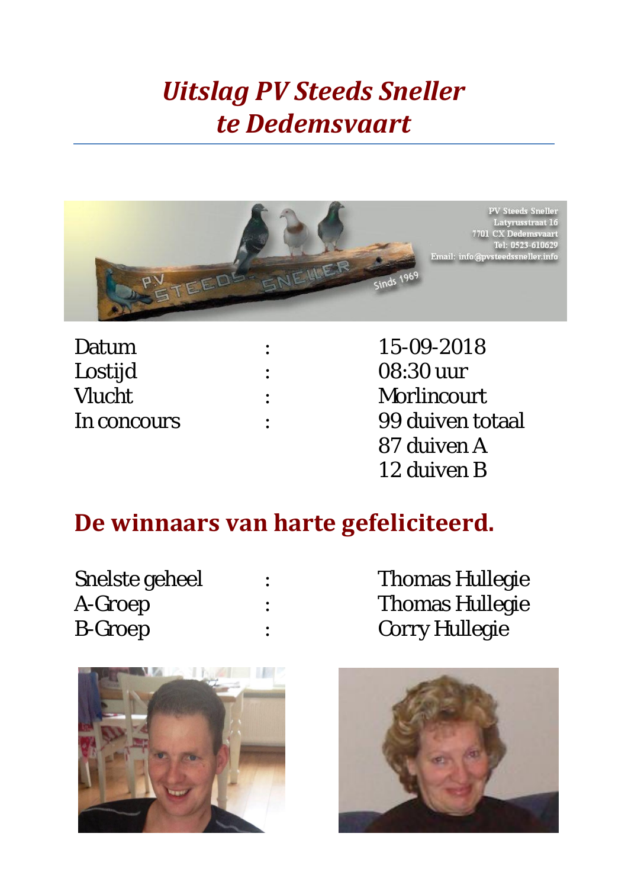# *Uitslag PV Steeds Sneller te Dedemsvaart*

| | | |
|---|---|---|
| Datum | : | 15-09-2018 |
| Lostijd | : | 08:30 uur |
| Vlucht | : | Morlincourt |
| In concours | : | 99 duiven totaal |
| | | 87 duiven A |
| | | 12 duiven B |

## De winnaars van harte gefeliciteerd.

| | | |
|---|---|---|
| Snelste geheel | : | Thomas Hullegie |
| A-Groep | : | Thomas Hullegie |
| B-Groep | : | Corry Hullegie |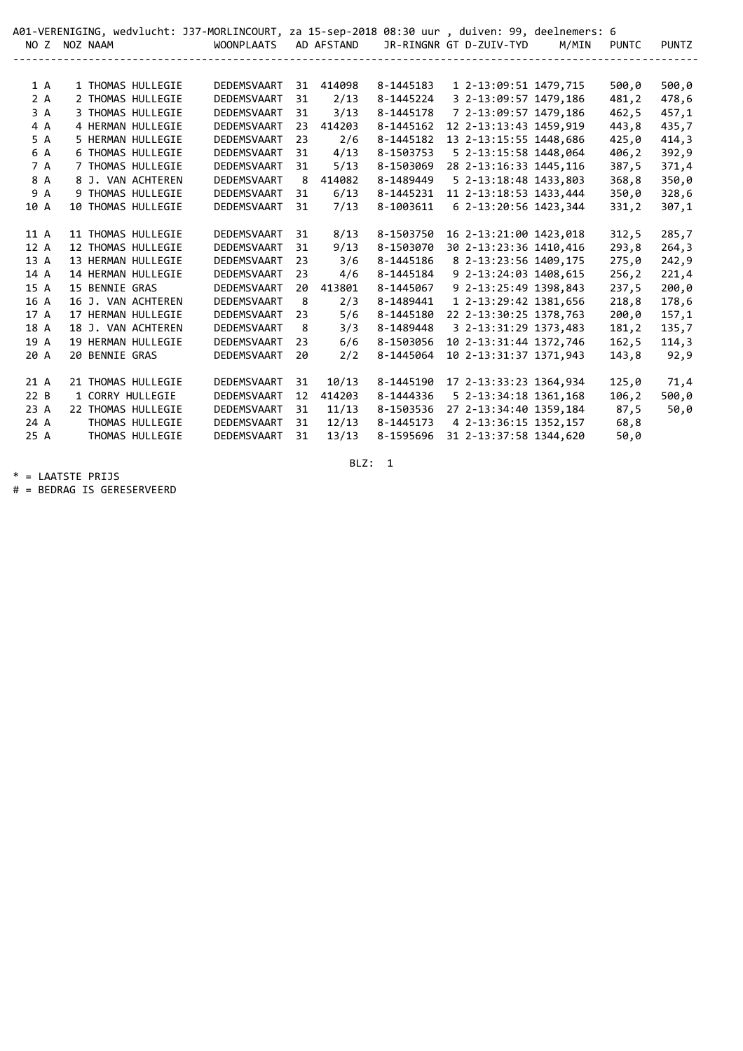A01-VERENIGING, wedvlucht: J37-MORLINCOURT, za 15-sep-2018 08:30 uur , duiven: 99, deelnemers: 6

| NO | Z | NOZ | NAAM | WOONPLAATS | AD | AFSTAND | JR-RINGNR | GT | D-ZUIV-TYD | M/MIN | PUNTC | PUNTZ |
|---|---|---|---|---|---|---|---|---|---|---|---|---|
| 1 | A | 1 | THOMAS HULLEGIE | DEDEMSVAART | 31 | 414098 | 8-1445183 | 1 | 2-13:09:51 | 1479,715 | 500,0 | 500,0 |
| 2 | A | 2 | THOMAS HULLEGIE | DEDEMSVAART | 31 | 2/13 | 8-1445224 | 3 | 2-13:09:57 | 1479,186 | 481,2 | 478,6 |
| 3 | A | 3 | THOMAS HULLEGIE | DEDEMSVAART | 31 | 3/13 | 8-1445178 | 7 | 2-13:09:57 | 1479,186 | 462,5 | 457,1 |
| 4 | A | 4 | HERMAN HULLEGIE | DEDEMSVAART | 23 | 414203 | 8-1445162 | 12 | 2-13:13:43 | 1459,919 | 443,8 | 435,7 |
| 5 | A | 5 | HERMAN HULLEGIE | DEDEMSVAART | 23 | 2/6 | 8-1445182 | 13 | 2-13:15:55 | 1448,686 | 425,0 | 414,3 |
| 6 | A | 6 | THOMAS HULLEGIE | DEDEMSVAART | 31 | 4/13 | 8-1503753 | 5 | 2-13:15:58 | 1448,064 | 406,2 | 392,9 |
| 7 | A | 7 | THOMAS HULLEGIE | DEDEMSVAART | 31 | 5/13 | 8-1503069 | 28 | 2-13:16:33 | 1445,116 | 387,5 | 371,4 |
| 8 | A | 8 | J. VAN ACHTEREN | DEDEMSVAART | 8 | 414082 | 8-1489449 | 5 | 2-13:18:48 | 1433,803 | 368,8 | 350,0 |
| 9 | A | 9 | THOMAS HULLEGIE | DEDEMSVAART | 31 | 6/13 | 8-1445231 | 11 | 2-13:18:53 | 1433,444 | 350,0 | 328,6 |
| 10 | A | 10 | THOMAS HULLEGIE | DEDEMSVAART | 31 | 7/13 | 8-1003611 | 6 | 2-13:20:56 | 1423,344 | 331,2 | 307,1 |
| 11 | A | 11 | THOMAS HULLEGIE | DEDEMSVAART | 31 | 8/13 | 8-1503750 | 16 | 2-13:21:00 | 1423,018 | 312,5 | 285,7 |
| 12 | A | 12 | THOMAS HULLEGIE | DEDEMSVAART | 31 | 9/13 | 8-1503070 | 30 | 2-13:23:36 | 1410,416 | 293,8 | 264,3 |
| 13 | A | 13 | HERMAN HULLEGIE | DEDEMSVAART | 23 | 3/6 | 8-1445186 | 8 | 2-13:23:56 | 1409,175 | 275,0 | 242,9 |
| 14 | A | 14 | HERMAN HULLEGIE | DEDEMSVAART | 23 | 4/6 | 8-1445184 | 9 | 2-13:24:03 | 1408,615 | 256,2 | 221,4 |
| 15 | A | 15 | BENNIE GRAS | DEDEMSVAART | 20 | 413801 | 8-1445067 | 9 | 2-13:25:49 | 1398,843 | 237,5 | 200,0 |
| 16 | A | 16 | J. VAN ACHTEREN | DEDEMSVAART | 8 | 2/3 | 8-1489441 | 1 | 2-13:29:42 | 1381,656 | 218,8 | 178,6 |
| 17 | A | 17 | HERMAN HULLEGIE | DEDEMSVAART | 23 | 5/6 | 8-1445180 | 22 | 2-13:30:25 | 1378,763 | 200,0 | 157,1 |
| 18 | A | 18 | J. VAN ACHTEREN | DEDEMSVAART | 8 | 3/3 | 8-1489448 | 3 | 2-13:31:29 | 1373,483 | 181,2 | 135,7 |
| 19 | A | 19 | HERMAN HULLEGIE | DEDEMSVAART | 23 | 6/6 | 8-1503056 | 10 | 2-13:31:44 | 1372,746 | 162,5 | 114,3 |
| 20 | A | 20 | BENNIE GRAS | DEDEMSVAART | 20 | 2/2 | 8-1445064 | 10 | 2-13:31:37 | 1371,943 | 143,8 | 92,9 |
| 21 | A | 21 | THOMAS HULLEGIE | DEDEMSVAART | 31 | 10/13 | 8-1445190 | 17 | 2-13:33:23 | 1364,934 | 125,0 | 71,4 |
| 22 | B | 1 | CORRY HULLEGIE | DEDEMSVAART | 12 | 414203 | 8-1444336 | 5 | 2-13:34:18 | 1361,168 | 106,2 | 500,0 |
| 23 | A | 22 | THOMAS HULLEGIE | DEDEMSVAART | 31 | 11/13 | 8-1503536 | 27 | 2-13:34:40 | 1359,184 | 87,5 | 50,0 |
| 24 | A | | THOMAS HULLEGIE | DEDEMSVAART | 31 | 12/13 | 8-1445173 | 4 | 2-13:36:15 | 1352,157 | 68,8 | |
| 25 | A | | THOMAS HULLEGIE | DEDEMSVAART | 31 | 13/13 | 8-1595696 | 31 | 2-13:37:58 | 1344,620 | 50,0 | |

\* = LAATSTE PRIJS

\# = BEDRAG IS GERESERVEERD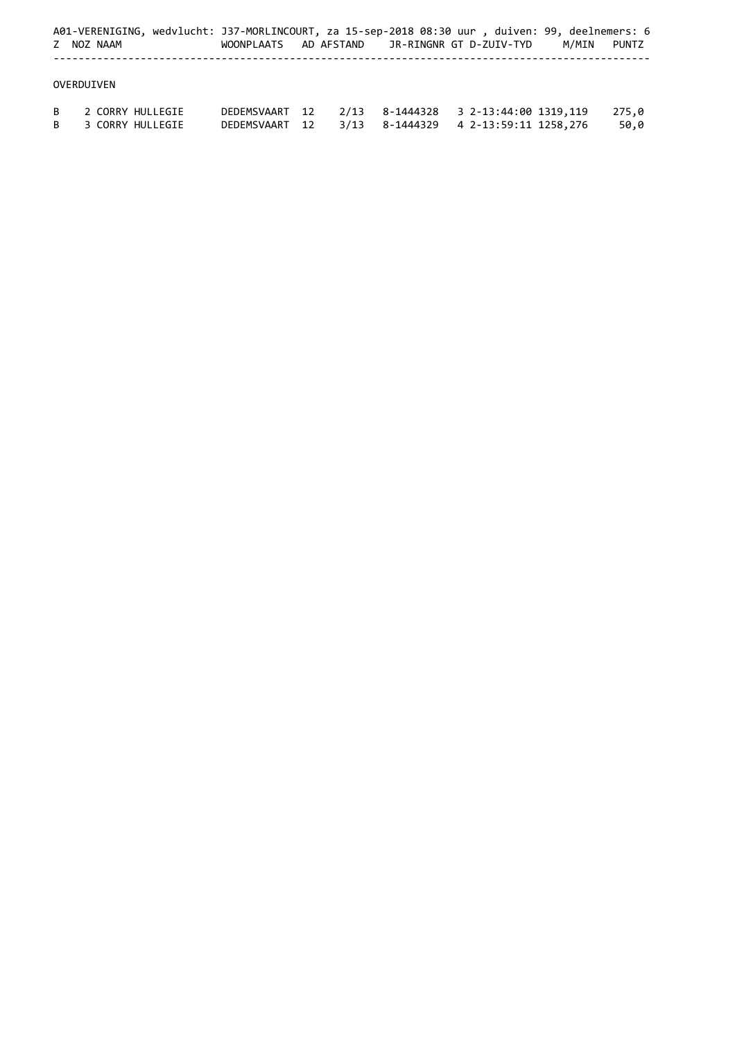A01-VERENIGING, wedvlucht: J37-MORLINCOURT, za 15-sep-2018 08:30 uur , duiven: 99, deelnemers: 6

| Z | NOZ | NAAM | WOONPLAATS | AD | AFSTAND | JR-RINGNR | GT | D-ZUIV-TYD | M/MIN | PUNTZ |
|---|---|---|---|---|---|---|---|---|---|---|
| OVERDUIVEN | | | | | | | | | | |
| B | 2 | CORRY HULLEGIE | DEDEMSVAART | 12 | 2/13 | 8-1444328 | 3 | 2-13:44:00 | 1319,119 | 275,0 |
| B | 3 | CORRY HULLEGIE | DEDEMSVAART | 12 | 3/13 | 8-1444329 | 4 | 2-13:59:11 | 1258,276 | 50,0 |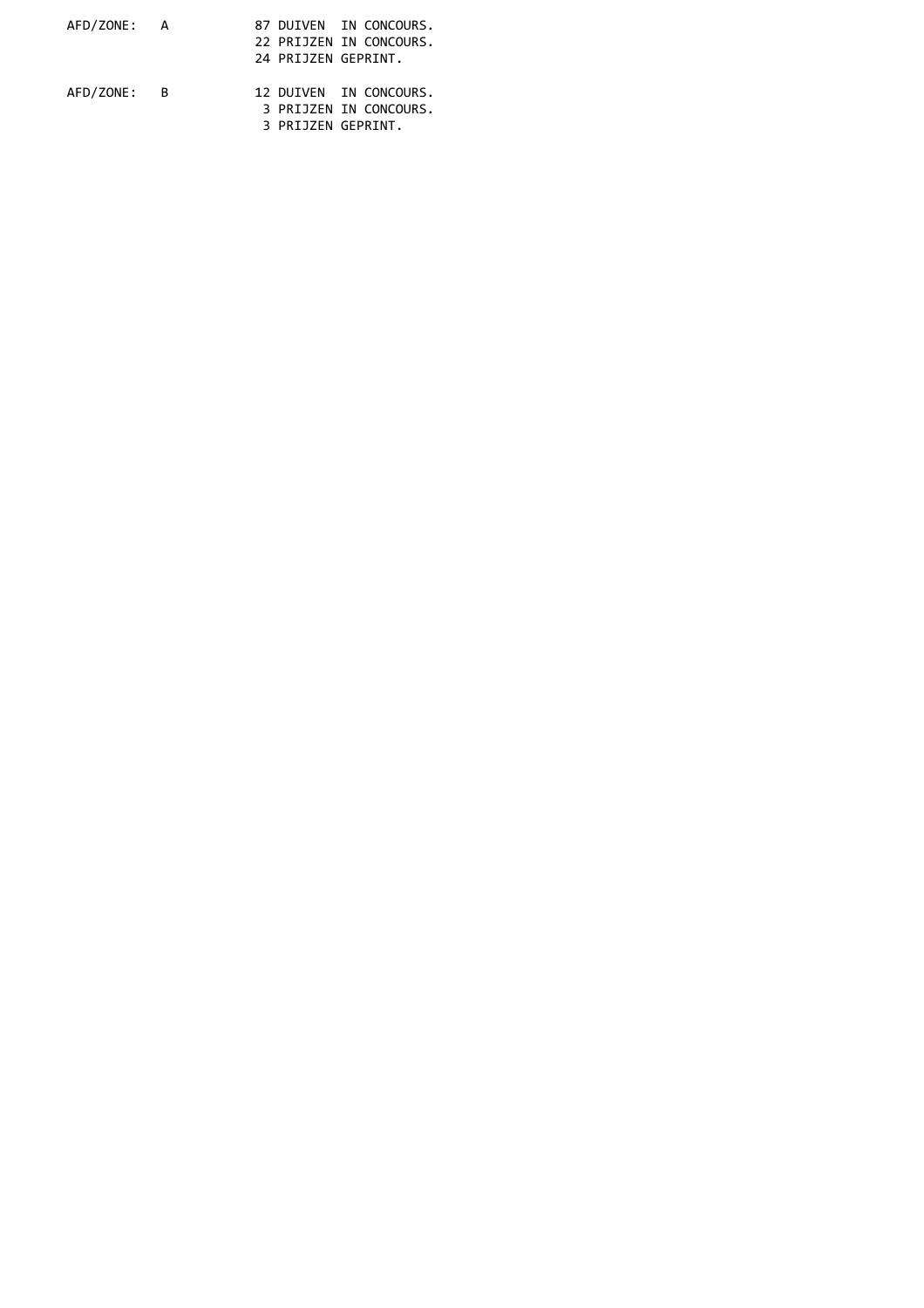```
AFD/ZONE:   A           87 DUIVEN  IN CONCOURS.
                        22 PRIJZEN IN CONCOURS.
                        24 PRIJZEN GEPRINT.

AFD/ZONE:   B           12 DUIVEN  IN CONCOURS.
                         3 PRIJZEN IN CONCOURS.
                         3 PRIJZEN GEPRINT.
```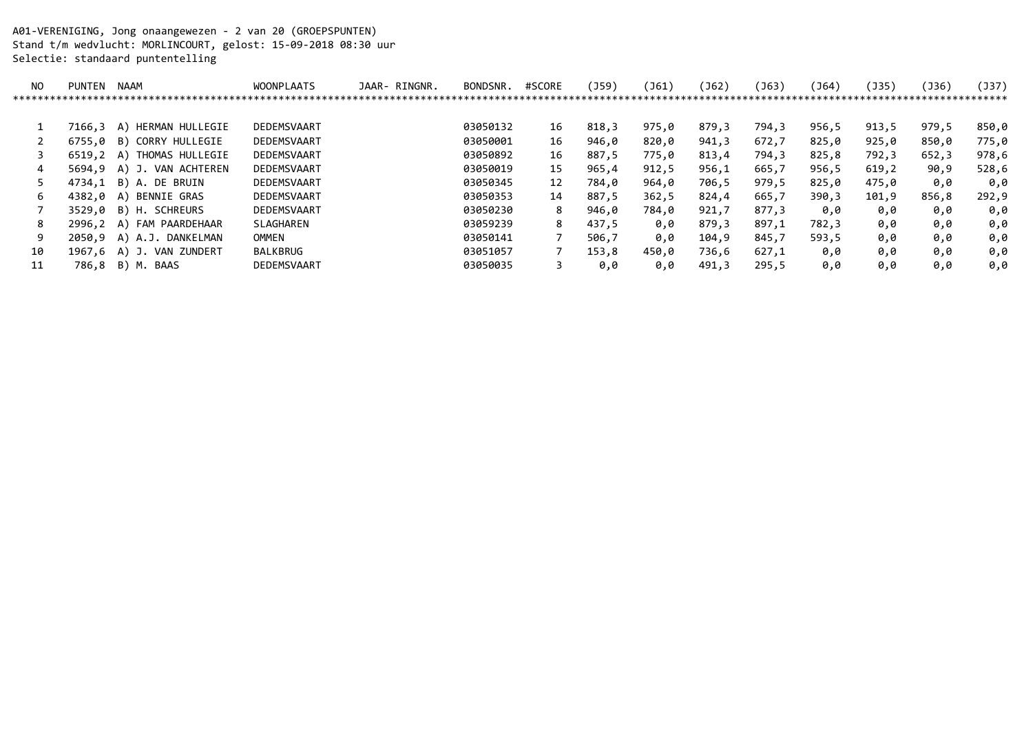A01-VERENIGING, Jong onaangewezen - 2 van 20 (GROEPSPUNTEN)
Stand t/m wedvlucht: MORLINCOURT, gelost: 15-09-2018 08:30 uur
Selectie: standaard puntentelling

| NO | PUNTEN | NAAM | WOONPLAATS | JAAR- RINGNR. | BONDSNR. | #SCORE | (J59) | (J61) | (J62) | (J63) | (J64) | (J35) | (J36) | (J37) |
|---|---|---|---|---|---|---|---|---|---|---|---|---|---|---|
| 1 | 7166,3 | A) HERMAN HULLEGIE | DEDEMSVAART | | 03050132 | 16 | 818,3 | 975,0 | 879,3 | 794,3 | 956,5 | 913,5 | 979,5 | 850,0 |
| 2 | 6755,0 | B) CORRY HULLEGIE | DEDEMSVAART | | 03050001 | 16 | 946,0 | 820,0 | 941,3 | 672,7 | 825,0 | 925,0 | 850,0 | 775,0 |
| 3 | 6519,2 | A) THOMAS HULLEGIE | DEDEMSVAART | | 03050892 | 16 | 887,5 | 775,0 | 813,4 | 794,3 | 825,8 | 792,3 | 652,3 | 978,6 |
| 4 | 5694,9 | A) J. VAN ACHTEREN | DEDEMSVAART | | 03050019 | 15 | 965,4 | 912,5 | 956,1 | 665,7 | 956,5 | 619,2 | 90,9 | 528,6 |
| 5 | 4734,1 | B) A. DE BRUIN | DEDEMSVAART | | 03050345 | 12 | 784,0 | 964,0 | 706,5 | 979,5 | 825,0 | 475,0 | 0,0 | 0,0 |
| 6 | 4382,0 | A) BENNIE GRAS | DEDEMSVAART | | 03050353 | 14 | 887,5 | 362,5 | 824,4 | 665,7 | 390,3 | 101,9 | 856,8 | 292,9 |
| 7 | 3529,0 | B) H. SCHREURS | DEDEMSVAART | | 03050230 | 8 | 946,0 | 784,0 | 921,7 | 877,3 | 0,0 | 0,0 | 0,0 | 0,0 |
| 8 | 2996,2 | A) FAM PAARDEHAAR | SLAGHAREN | | 03059239 | 8 | 437,5 | 0,0 | 879,3 | 897,1 | 782,3 | 0,0 | 0,0 | 0,0 |
| 9 | 2050,9 | A) A.J. DANKELMAN | OMMEN | | 03050141 | 7 | 506,7 | 0,0 | 104,9 | 845,7 | 593,5 | 0,0 | 0,0 | 0,0 |
| 10 | 1967,6 | A) J. VAN ZUNDERT | BALKBRUG | | 03051057 | 7 | 153,8 | 450,0 | 736,6 | 627,1 | 0,0 | 0,0 | 0,0 | 0,0 |
| 11 | 786,8 | B) M. BAAS | DEDEMSVAART | | 03050035 | 3 | 0,0 | 0,0 | 491,3 | 295,5 | 0,0 | 0,0 | 0,0 | 0,0 |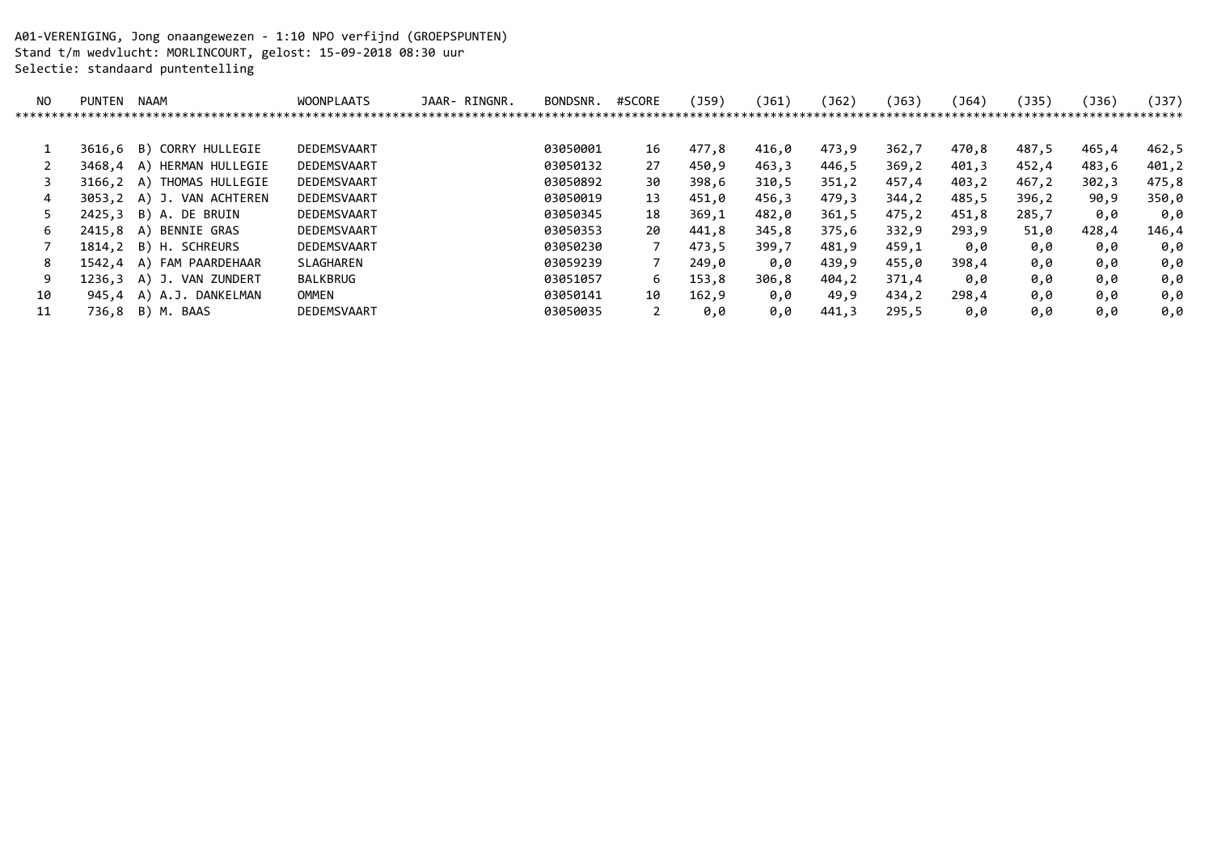A01-VERENIGING, Jong onaangewezen - 1:10 NPO verfijnd (GROEPSPUNTEN)
Stand t/m wedvlucht: MORLINCOURT, gelost: 15-09-2018 08:30 uur
Selectie: standaard puntentelling

| NO | PUNTEN | NAAM | WOONPLAATS | JAAR- RINGNR. | BONDSNR. | #SCORE | (J59) | (J61) | (J62) | (J63) | (J64) | (J35) | (J36) | (J37) |
|---|---|---|---|---|---|---|---|---|---|---|---|---|---|---|
| 1 | 3616,6 | B) CORRY HULLEGIE | DEDEMSVAART | | 03050001 | 16 | 477,8 | 416,0 | 473,9 | 362,7 | 470,8 | 487,5 | 465,4 | 462,5 |
| 2 | 3468,4 | A) HERMAN HULLEGIE | DEDEMSVAART | | 03050132 | 27 | 450,9 | 463,3 | 446,5 | 369,2 | 401,3 | 452,4 | 483,6 | 401,2 |
| 3 | 3166,2 | A) THOMAS HULLEGIE | DEDEMSVAART | | 03050892 | 30 | 398,6 | 310,5 | 351,2 | 457,4 | 403,2 | 467,2 | 302,3 | 475,8 |
| 4 | 3053,2 | A) J. VAN ACHTEREN | DEDEMSVAART | | 03050019 | 13 | 451,0 | 456,3 | 479,3 | 344,2 | 485,5 | 396,2 | 90,9 | 350,0 |
| 5 | 2425,3 | B) A. DE BRUIN | DEDEMSVAART | | 03050345 | 18 | 369,1 | 482,0 | 361,5 | 475,2 | 451,8 | 285,7 | 0,0 | 0,0 |
| 6 | 2415,8 | A) BENNIE GRAS | DEDEMSVAART | | 03050353 | 20 | 441,8 | 345,8 | 375,6 | 332,9 | 293,9 | 51,0 | 428,4 | 146,4 |
| 7 | 1814,2 | B) H. SCHREURS | DEDEMSVAART | | 03050230 | 7 | 473,5 | 399,7 | 481,9 | 459,1 | 0,0 | 0,0 | 0,0 | 0,0 |
| 8 | 1542,4 | A) FAM PAARDEHAAR | SLAGHAREN | | 03059239 | 7 | 249,0 | 0,0 | 439,9 | 455,0 | 398,4 | 0,0 | 0,0 | 0,0 |
| 9 | 1236,3 | A) J. VAN ZUNDERT | BALKBRUG | | 03051057 | 6 | 153,8 | 306,8 | 404,2 | 371,4 | 0,0 | 0,0 | 0,0 | 0,0 |
| 10 | 945,4 | A) A.J. DANKELMAN | OMMEN | | 03050141 | 10 | 162,9 | 0,0 | 49,9 | 434,2 | 298,4 | 0,0 | 0,0 | 0,0 |
| 11 | 736,8 | B) M. BAAS | DEDEMSVAART | | 03050035 | 2 | 0,0 | 0,0 | 441,3 | 295,5 | 0,0 | 0,0 | 0,0 | 0,0 |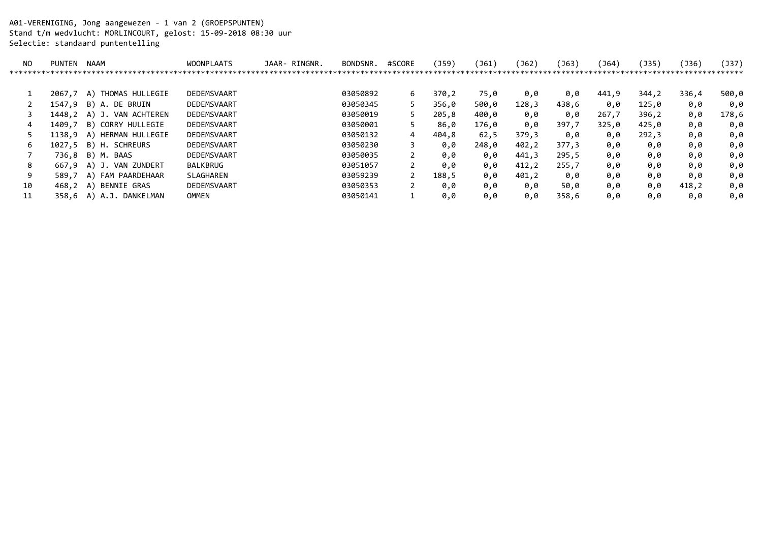A01-VERENIGING, Jong aangewezen - 1 van 2 (GROEPSPUNTEN)
Stand t/m wedvlucht: MORLINCOURT, gelost: 15-09-2018 08:30 uur
Selectie: standaard puntentelling

| NO | PUNTEN | NAAM | WOONPLAATS | JAAR- RINGNR. | BONDSNR. | #SCORE | (J59) | (J61) | (J62) | (J63) | (J64) | (J35) | (J36) | (J37) |
|---|---|---|---|---|---|---|---|---|---|---|---|---|---|---|
| 1 | 2067,7 | A) THOMAS HULLEGIE | DEDEMSVAART | | 03050892 | 6 | 370,2 | 75,0 | 0,0 | 0,0 | 441,9 | 344,2 | 336,4 | 500,0 |
| 2 | 1547,9 | B) A. DE BRUIN | DEDEMSVAART | | 03050345 | 5 | 356,0 | 500,0 | 128,3 | 438,6 | 0,0 | 125,0 | 0,0 | 0,0 |
| 3 | 1448,2 | A) J. VAN ACHTEREN | DEDEMSVAART | | 03050019 | 5 | 205,8 | 400,0 | 0,0 | 0,0 | 267,7 | 396,2 | 0,0 | 178,6 |
| 4 | 1409,7 | B) CORRY HULLEGIE | DEDEMSVAART | | 03050001 | 5 | 86,0 | 176,0 | 0,0 | 397,7 | 325,0 | 425,0 | 0,0 | 0,0 |
| 5 | 1138,9 | A) HERMAN HULLEGIE | DEDEMSVAART | | 03050132 | 4 | 404,8 | 62,5 | 379,3 | 0,0 | 0,0 | 292,3 | 0,0 | 0,0 |
| 6 | 1027,5 | B) H. SCHREURS | DEDEMSVAART | | 03050230 | 3 | 0,0 | 248,0 | 402,2 | 377,3 | 0,0 | 0,0 | 0,0 | 0,0 |
| 7 | 736,8 | B) M. BAAS | DEDEMSVAART | | 03050035 | 2 | 0,0 | 0,0 | 441,3 | 295,5 | 0,0 | 0,0 | 0,0 | 0,0 |
| 8 | 667,9 | A) J. VAN ZUNDERT | BALKBRUG | | 03051057 | 2 | 0,0 | 0,0 | 412,2 | 255,7 | 0,0 | 0,0 | 0,0 | 0,0 |
| 9 | 589,7 | A) FAM PAARDEHAAR | SLAGHAREN | | 03059239 | 2 | 188,5 | 0,0 | 401,2 | 0,0 | 0,0 | 0,0 | 0,0 | 0,0 |
| 10 | 468,2 | A) BENNIE GRAS | DEDEMSVAART | | 03050353 | 2 | 0,0 | 0,0 | 0,0 | 50,0 | 0,0 | 0,0 | 418,2 | 0,0 |
| 11 | 358,6 | A) A.J. DANKELMAN | OMMEN | | 03050141 | 1 | 0,0 | 0,0 | 0,0 | 358,6 | 0,0 | 0,0 | 0,0 | 0,0 |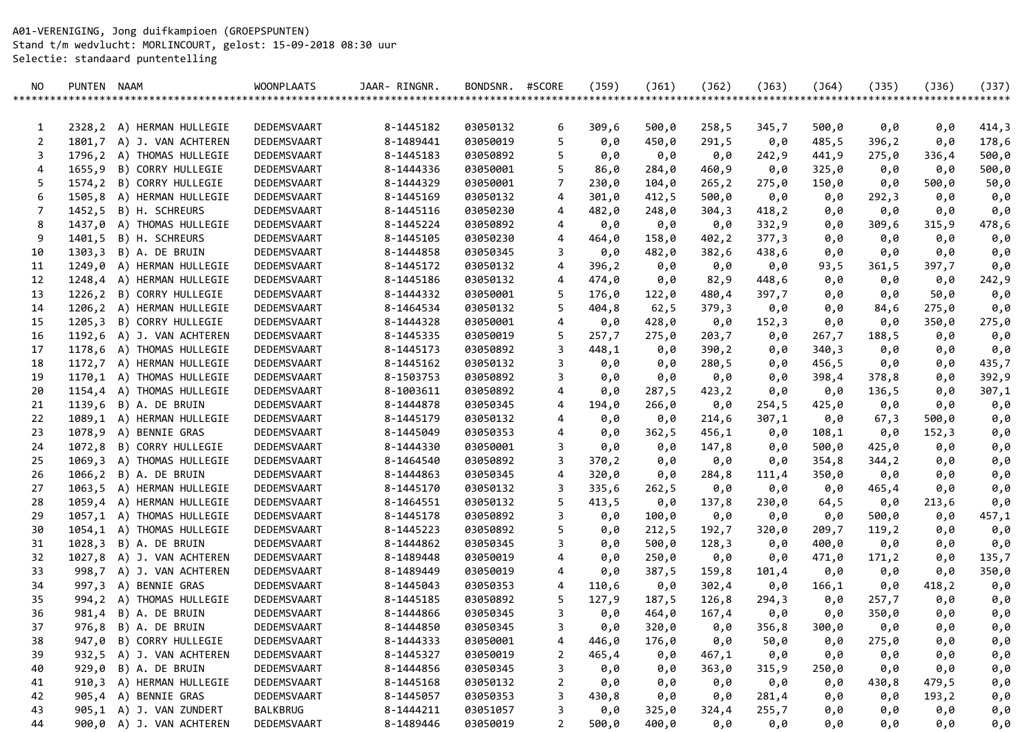A01-VERENIGING, Jong duifkampioen (GROEPSPUNTEN)
Stand t/m wedvlucht: MORLINCOURT, gelost: 15-09-2018 08:30 uur
Selectie: standaard puntentelling

| NO | PUNTEN | NAAM | WOONPLAATS | JAAR- RINGNR. | BONDSNR. | #SCORE | (J59) | (J61) | (J62) | (J63) | (J64) | (J35) | (J36) | (J37) |
|---|---|---|---|---|---|---|---|---|---|---|---|---|---|---|
| 1 | 2328,2 | A) HERMAN HULLEGIE | DEDEMSVAART | 8-1445182 | 03050132 | 6 | 309,6 | 500,0 | 258,5 | 345,7 | 500,0 | 0,0 | 0,0 | 414,3 |
| 2 | 1801,7 | A) J. VAN ACHTEREN | DEDEMSVAART | 8-1489441 | 03050019 | 5 | 0,0 | 450,0 | 291,5 | 0,0 | 485,5 | 396,2 | 0,0 | 178,6 |
| 3 | 1796,2 | A) THOMAS HULLEGIE | DEDEMSVAART | 8-1445183 | 03050892 | 5 | 0,0 | 0,0 | 0,0 | 242,9 | 441,9 | 275,0 | 336,4 | 500,0 |
| 4 | 1655,9 | B) CORRY HULLEGIE | DEDEMSVAART | 8-1444336 | 03050001 | 5 | 86,0 | 284,0 | 460,9 | 0,0 | 325,0 | 0,0 | 0,0 | 500,0 |
| 5 | 1574,2 | B) CORRY HULLEGIE | DEDEMSVAART | 8-1444329 | 03050001 | 7 | 230,0 | 104,0 | 265,2 | 275,0 | 150,0 | 0,0 | 500,0 | 50,0 |
| 6 | 1505,8 | A) HERMAN HULLEGIE | DEDEMSVAART | 8-1445169 | 03050132 | 4 | 301,0 | 412,5 | 500,0 | 0,0 | 0,0 | 292,3 | 0,0 | 0,0 |
| 7 | 1452,5 | B) H. SCHREURS | DEDEMSVAART | 8-1445116 | 03050230 | 4 | 482,0 | 248,0 | 304,3 | 418,2 | 0,0 | 0,0 | 0,0 | 0,0 |
| 8 | 1437,0 | A) THOMAS HULLEGIE | DEDEMSVAART | 8-1445224 | 03050892 | 4 | 0,0 | 0,0 | 0,0 | 332,9 | 0,0 | 309,6 | 315,9 | 478,6 |
| 9 | 1401,5 | B) H. SCHREURS | DEDEMSVAART | 8-1445105 | 03050230 | 4 | 464,0 | 158,0 | 402,2 | 377,3 | 0,0 | 0,0 | 0,0 | 0,0 |
| 10 | 1303,3 | B) A. DE BRUIN | DEDEMSVAART | 8-1444858 | 03050345 | 3 | 0,0 | 482,0 | 382,6 | 438,6 | 0,0 | 0,0 | 0,0 | 0,0 |
| 11 | 1249,0 | A) HERMAN HULLEGIE | DEDEMSVAART | 8-1445172 | 03050132 | 4 | 396,2 | 0,0 | 0,0 | 0,0 | 93,5 | 361,5 | 397,7 | 0,0 |
| 12 | 1248,4 | A) HERMAN HULLEGIE | DEDEMSVAART | 8-1445186 | 03050132 | 4 | 474,0 | 0,0 | 82,9 | 448,6 | 0,0 | 0,0 | 0,0 | 242,9 |
| 13 | 1226,2 | B) CORRY HULLEGIE | DEDEMSVAART | 8-1444332 | 03050001 | 5 | 176,0 | 122,0 | 480,4 | 397,7 | 0,0 | 0,0 | 50,0 | 0,0 |
| 14 | 1206,2 | A) HERMAN HULLEGIE | DEDEMSVAART | 8-1464534 | 03050132 | 5 | 404,8 | 62,5 | 379,3 | 0,0 | 0,0 | 84,6 | 275,0 | 0,0 |
| 15 | 1205,3 | B) CORRY HULLEGIE | DEDEMSVAART | 8-1444328 | 03050001 | 4 | 0,0 | 428,0 | 0,0 | 152,3 | 0,0 | 0,0 | 350,0 | 275,0 |
| 16 | 1192,6 | A) J. VAN ACHTEREN | DEDEMSVAART | 8-1445335 | 03050019 | 5 | 257,7 | 275,0 | 203,7 | 0,0 | 267,7 | 188,5 | 0,0 | 0,0 |
| 17 | 1178,6 | A) THOMAS HULLEGIE | DEDEMSVAART | 8-1445173 | 03050892 | 3 | 448,1 | 0,0 | 390,2 | 0,0 | 340,3 | 0,0 | 0,0 | 0,0 |
| 18 | 1172,7 | A) HERMAN HULLEGIE | DEDEMSVAART | 8-1445162 | 03050132 | 3 | 0,0 | 0,0 | 280,5 | 0,0 | 456,5 | 0,0 | 0,0 | 435,7 |
| 19 | 1170,1 | A) THOMAS HULLEGIE | DEDEMSVAART | 8-1503753 | 03050892 | 3 | 0,0 | 0,0 | 0,0 | 0,0 | 398,4 | 378,8 | 0,0 | 392,9 |
| 20 | 1154,4 | A) THOMAS HULLEGIE | DEDEMSVAART | 8-1003611 | 03050892 | 4 | 0,0 | 287,5 | 423,2 | 0,0 | 0,0 | 136,5 | 0,0 | 307,1 |
| 21 | 1139,6 | B) A. DE BRUIN | DEDEMSVAART | 8-1444878 | 03050345 | 4 | 194,0 | 266,0 | 0,0 | 254,5 | 425,0 | 0,0 | 0,0 | 0,0 |
| 22 | 1089,1 | A) HERMAN HULLEGIE | DEDEMSVAART | 8-1445179 | 03050132 | 4 | 0,0 | 0,0 | 214,6 | 307,1 | 0,0 | 67,3 | 500,0 | 0,0 |
| 23 | 1078,9 | A) BENNIE GRAS | DEDEMSVAART | 8-1445049 | 03050353 | 4 | 0,0 | 362,5 | 456,1 | 0,0 | 108,1 | 0,0 | 152,3 | 0,0 |
| 24 | 1072,8 | B) CORRY HULLEGIE | DEDEMSVAART | 8-1444330 | 03050001 | 3 | 0,0 | 0,0 | 147,8 | 0,0 | 500,0 | 425,0 | 0,0 | 0,0 |
| 25 | 1069,3 | A) THOMAS HULLEGIE | DEDEMSVAART | 8-1464540 | 03050892 | 3 | 370,2 | 0,0 | 0,0 | 0,0 | 354,8 | 344,2 | 0,0 | 0,0 |
| 26 | 1066,2 | B) A. DE BRUIN | DEDEMSVAART | 8-1444863 | 03050345 | 4 | 320,0 | 0,0 | 284,8 | 111,4 | 350,0 | 0,0 | 0,0 | 0,0 |
| 27 | 1063,5 | A) HERMAN HULLEGIE | DEDEMSVAART | 8-1445170 | 03050132 | 3 | 335,6 | 262,5 | 0,0 | 0,0 | 0,0 | 465,4 | 0,0 | 0,0 |
| 28 | 1059,4 | A) HERMAN HULLEGIE | DEDEMSVAART | 8-1464551 | 03050132 | 5 | 413,5 | 0,0 | 137,8 | 230,0 | 64,5 | 0,0 | 213,6 | 0,0 |
| 29 | 1057,1 | A) THOMAS HULLEGIE | DEDEMSVAART | 8-1445178 | 03050892 | 3 | 0,0 | 100,0 | 0,0 | 0,0 | 0,0 | 500,0 | 0,0 | 457,1 |
| 30 | 1054,1 | A) THOMAS HULLEGIE | DEDEMSVAART | 8-1445223 | 03050892 | 5 | 0,0 | 212,5 | 192,7 | 320,0 | 209,7 | 119,2 | 0,0 | 0,0 |
| 31 | 1028,3 | B) A. DE BRUIN | DEDEMSVAART | 8-1444862 | 03050345 | 3 | 0,0 | 500,0 | 128,3 | 0,0 | 400,0 | 0,0 | 0,0 | 0,0 |
| 32 | 1027,8 | A) J. VAN ACHTEREN | DEDEMSVAART | 8-1489448 | 03050019 | 4 | 0,0 | 250,0 | 0,0 | 0,0 | 471,0 | 171,2 | 0,0 | 135,7 |
| 33 | 998,7 | A) J. VAN ACHTEREN | DEDEMSVAART | 8-1489449 | 03050019 | 4 | 0,0 | 387,5 | 159,8 | 101,4 | 0,0 | 0,0 | 0,0 | 350,0 |
| 34 | 997,3 | A) BENNIE GRAS | DEDEMSVAART | 8-1445043 | 03050353 | 4 | 110,6 | 0,0 | 302,4 | 0,0 | 166,1 | 0,0 | 418,2 | 0,0 |
| 35 | 994,2 | A) THOMAS HULLEGIE | DEDEMSVAART | 8-1445185 | 03050892 | 5 | 127,9 | 187,5 | 126,8 | 294,3 | 0,0 | 257,7 | 0,0 | 0,0 |
| 36 | 981,4 | B) A. DE BRUIN | DEDEMSVAART | 8-1444866 | 03050345 | 3 | 0,0 | 464,0 | 167,4 | 0,0 | 0,0 | 350,0 | 0,0 | 0,0 |
| 37 | 976,8 | B) A. DE BRUIN | DEDEMSVAART | 8-1444850 | 03050345 | 3 | 0,0 | 320,0 | 0,0 | 356,8 | 300,0 | 0,0 | 0,0 | 0,0 |
| 38 | 947,0 | B) CORRY HULLEGIE | DEDEMSVAART | 8-1444333 | 03050001 | 4 | 446,0 | 176,0 | 0,0 | 50,0 | 0,0 | 275,0 | 0,0 | 0,0 |
| 39 | 932,5 | A) J. VAN ACHTEREN | DEDEMSVAART | 8-1445327 | 03050019 | 2 | 465,4 | 0,0 | 467,1 | 0,0 | 0,0 | 0,0 | 0,0 | 0,0 |
| 40 | 929,0 | B) A. DE BRUIN | DEDEMSVAART | 8-1444856 | 03050345 | 3 | 0,0 | 0,0 | 363,0 | 315,9 | 250,0 | 0,0 | 0,0 | 0,0 |
| 41 | 910,3 | A) HERMAN HULLEGIE | DEDEMSVAART | 8-1445168 | 03050132 | 2 | 0,0 | 0,0 | 0,0 | 0,0 | 0,0 | 430,8 | 479,5 | 0,0 |
| 42 | 905,4 | A) BENNIE GRAS | DEDEMSVAART | 8-1445057 | 03050353 | 3 | 430,8 | 0,0 | 0,0 | 281,4 | 0,0 | 0,0 | 193,2 | 0,0 |
| 43 | 905,1 | A) J. VAN ZUNDERT | BALKBRUG | 8-1444211 | 03051057 | 3 | 0,0 | 325,0 | 324,4 | 255,7 | 0,0 | 0,0 | 0,0 | 0,0 |
| 44 | 900,0 | A) J. VAN ACHTEREN | DEDEMSVAART | 8-1489446 | 03050019 | 2 | 500,0 | 400,0 | 0,0 | 0,0 | 0,0 | 0,0 | 0,0 | 0,0 |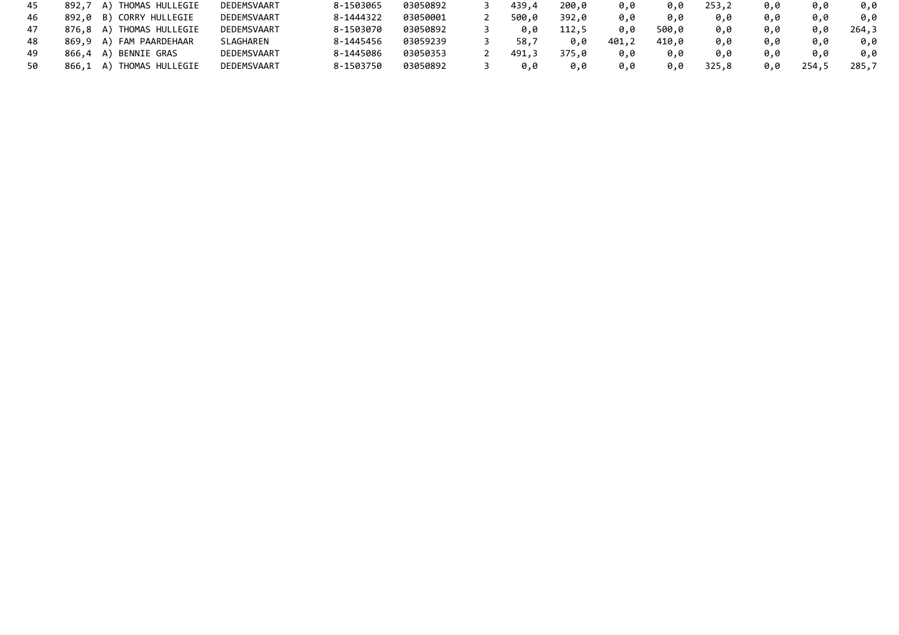| | | | | | | | | | | | | | | | |
|---|---|---|---|---|---|---|---|---|---|---|---|---|---|---|---|
| 45 | 892,7 | A) THOMAS HULLEGIE | DEDEMSVAART | 8-1503065 | 03050892 | 3 | 439,4 | 200,0 | 0,0 | 0,0 | 253,2 | 0,0 | 0,0 | 0,0 |
| 46 | 892,0 | B) CORRY HULLEGIE | DEDEMSVAART | 8-1444322 | 03050001 | 2 | 500,0 | 392,0 | 0,0 | 0,0 | 0,0 | 0,0 | 0,0 | 0,0 |
| 47 | 876,8 | A) THOMAS HULLEGIE | DEDEMSVAART | 8-1503070 | 03050892 | 3 | 0,0 | 112,5 | 0,0 | 500,0 | 0,0 | 0,0 | 0,0 | 264,3 |
| 48 | 869,9 | A) FAM PAARDEHAAR | SLAGHAREN | 8-1445456 | 03059239 | 3 | 58,7 | 0,0 | 401,2 | 410,0 | 0,0 | 0,0 | 0,0 | 0,0 |
| 49 | 866,4 | A) BENNIE GRAS | DEDEMSVAART | 8-1445086 | 03050353 | 2 | 491,3 | 375,0 | 0,0 | 0,0 | 0,0 | 0,0 | 0,0 | 0,0 |
| 50 | 866,1 | A) THOMAS HULLEGIE | DEDEMSVAART | 8-1503750 | 03050892 | 3 | 0,0 | 0,0 | 0,0 | 0,0 | 325,8 | 0,0 | 254,5 | 285,7 |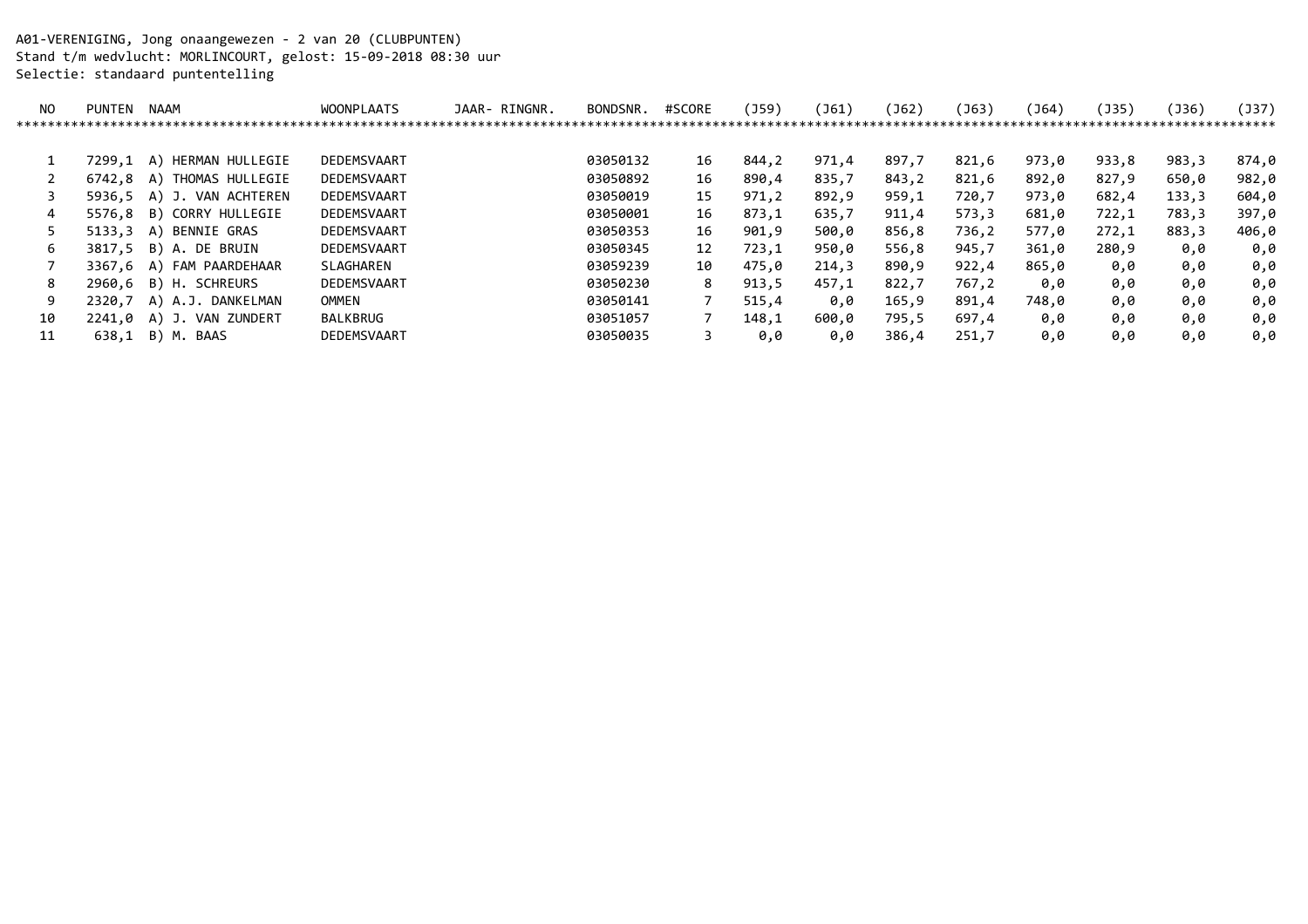A01-VERENIGING, Jong onaangewezen - 2 van 20 (CLUBPUNTEN)
Stand t/m wedvlucht: MORLINCOURT, gelost: 15-09-2018 08:30 uur
Selectie: standaard puntentelling

| NO | PUNTEN | NAAM | WOONPLAATS | JAAR- RINGNR. | BONDSNR. | #SCORE | (J59) | (J61) | (J62) | (J63) | (J64) | (J35) | (J36) | (J37) |
|---|---|---|---|---|---|---|---|---|---|---|---|---|---|---|
| 1 | 7299,1 | A) HERMAN HULLEGIE | DEDEMSVAART | | 03050132 | 16 | 844,2 | 971,4 | 897,7 | 821,6 | 973,0 | 933,8 | 983,3 | 874,0 |
| 2 | 6742,8 | A) THOMAS HULLEGIE | DEDEMSVAART | | 03050892 | 16 | 890,4 | 835,7 | 843,2 | 821,6 | 892,0 | 827,9 | 650,0 | 982,0 |
| 3 | 5936,5 | A) J. VAN ACHTEREN | DEDEMSVAART | | 03050019 | 15 | 971,2 | 892,9 | 959,1 | 720,7 | 973,0 | 682,4 | 133,3 | 604,0 |
| 4 | 5576,8 | B) CORRY HULLEGIE | DEDEMSVAART | | 03050001 | 16 | 873,1 | 635,7 | 911,4 | 573,3 | 681,0 | 722,1 | 783,3 | 397,0 |
| 5 | 5133,3 | A) BENNIE GRAS | DEDEMSVAART | | 03050353 | 16 | 901,9 | 500,0 | 856,8 | 736,2 | 577,0 | 272,1 | 883,3 | 406,0 |
| 6 | 3817,5 | B) A. DE BRUIN | DEDEMSVAART | | 03050345 | 12 | 723,1 | 950,0 | 556,8 | 945,7 | 361,0 | 280,9 | 0,0 | 0,0 |
| 7 | 3367,6 | A) FAM PAARDEHAAR | SLAGHAREN | | 03059239 | 10 | 475,0 | 214,3 | 890,9 | 922,4 | 865,0 | 0,0 | 0,0 | 0,0 |
| 8 | 2960,6 | B) H. SCHREURS | DEDEMSVAART | | 03050230 | 8 | 913,5 | 457,1 | 822,7 | 767,2 | 0,0 | 0,0 | 0,0 | 0,0 |
| 9 | 2320,7 | A) A.J. DANKELMAN | OMMEN | | 03050141 | 7 | 515,4 | 0,0 | 165,9 | 891,4 | 748,0 | 0,0 | 0,0 | 0,0 |
| 10 | 2241,0 | A) J. VAN ZUNDERT | BALKBRUG | | 03051057 | 7 | 148,1 | 600,0 | 795,5 | 697,4 | 0,0 | 0,0 | 0,0 | 0,0 |
| 11 | 638,1 | B) M. BAAS | DEDEMSVAART | | 03050035 | 3 | 0,0 | 0,0 | 386,4 | 251,7 | 0,0 | 0,0 | 0,0 | 0,0 |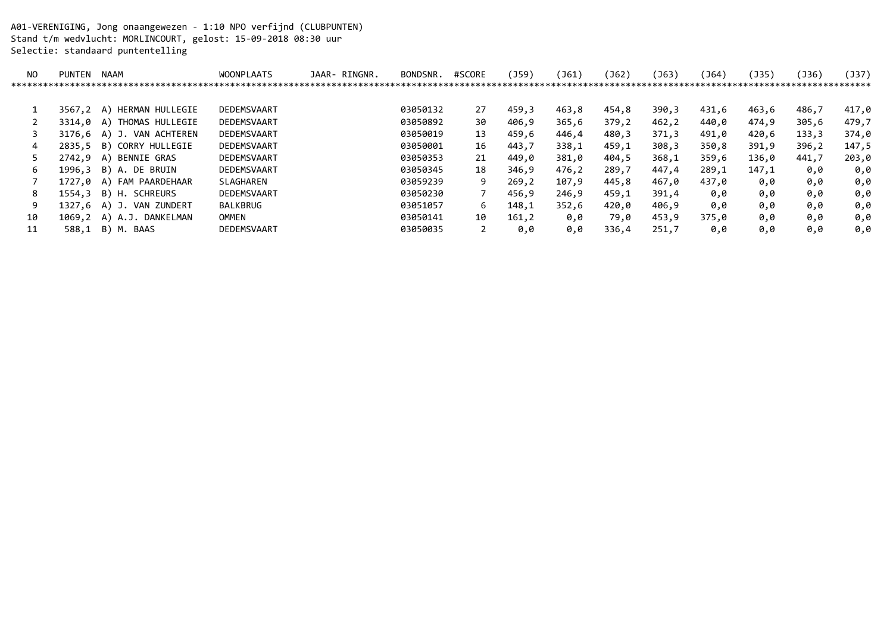A01-VERENIGING, Jong onaangewezen - 1:10 NPO verfijnd (CLUBPUNTEN)
Stand t/m wedvlucht: MORLINCOURT, gelost: 15-09-2018 08:30 uur
Selectie: standaard puntentelling

| NO | PUNTEN | NAAM | WOONPLAATS | JAAR- RINGNR. | BONDSNR. | #SCORE | (J59) | (J61) | (J62) | (J63) | (J64) | (J35) | (J36) | (J37) |
|---|---|---|---|---|---|---|---|---|---|---|---|---|---|---|
| 1 | 3567,2 | A) HERMAN HULLEGIE | DEDEMSVAART | | 03050132 | 27 | 459,3 | 463,8 | 454,8 | 390,3 | 431,6 | 463,6 | 486,7 | 417,0 |
| 2 | 3314,0 | A) THOMAS HULLEGIE | DEDEMSVAART | | 03050892 | 30 | 406,9 | 365,6 | 379,2 | 462,2 | 440,0 | 474,9 | 305,6 | 479,7 |
| 3 | 3176,6 | A) J. VAN ACHTEREN | DEDEMSVAART | | 03050019 | 13 | 459,6 | 446,4 | 480,3 | 371,3 | 491,0 | 420,6 | 133,3 | 374,0 |
| 4 | 2835,5 | B) CORRY HULLEGIE | DEDEMSVAART | | 03050001 | 16 | 443,7 | 338,1 | 459,1 | 308,3 | 350,8 | 391,9 | 396,2 | 147,5 |
| 5 | 2742,9 | A) BENNIE GRAS | DEDEMSVAART | | 03050353 | 21 | 449,0 | 381,0 | 404,5 | 368,1 | 359,6 | 136,0 | 441,7 | 203,0 |
| 6 | 1996,3 | B) A. DE BRUIN | DEDEMSVAART | | 03050345 | 18 | 346,9 | 476,2 | 289,7 | 447,4 | 289,1 | 147,1 | 0,0 | 0,0 |
| 7 | 1727,0 | A) FAM PAARDEHAAR | SLAGHAREN | | 03059239 | 9 | 269,2 | 107,9 | 445,8 | 467,0 | 437,0 | 0,0 | 0,0 | 0,0 |
| 8 | 1554,3 | B) H. SCHREURS | DEDEMSVAART | | 03050230 | 7 | 456,9 | 246,9 | 459,1 | 391,4 | 0,0 | 0,0 | 0,0 | 0,0 |
| 9 | 1327,6 | A) J. VAN ZUNDERT | BALKBRUG | | 03051057 | 6 | 148,1 | 352,6 | 420,0 | 406,9 | 0,0 | 0,0 | 0,0 | 0,0 |
| 10 | 1069,2 | A) A.J. DANKELMAN | OMMEN | | 03050141 | 10 | 161,2 | 0,0 | 79,0 | 453,9 | 375,0 | 0,0 | 0,0 | 0,0 |
| 11 | 588,1 | B) M. BAAS | DEDEMSVAART | | 03050035 | 2 | 0,0 | 0,0 | 336,4 | 251,7 | 0,0 | 0,0 | 0,0 | 0,0 |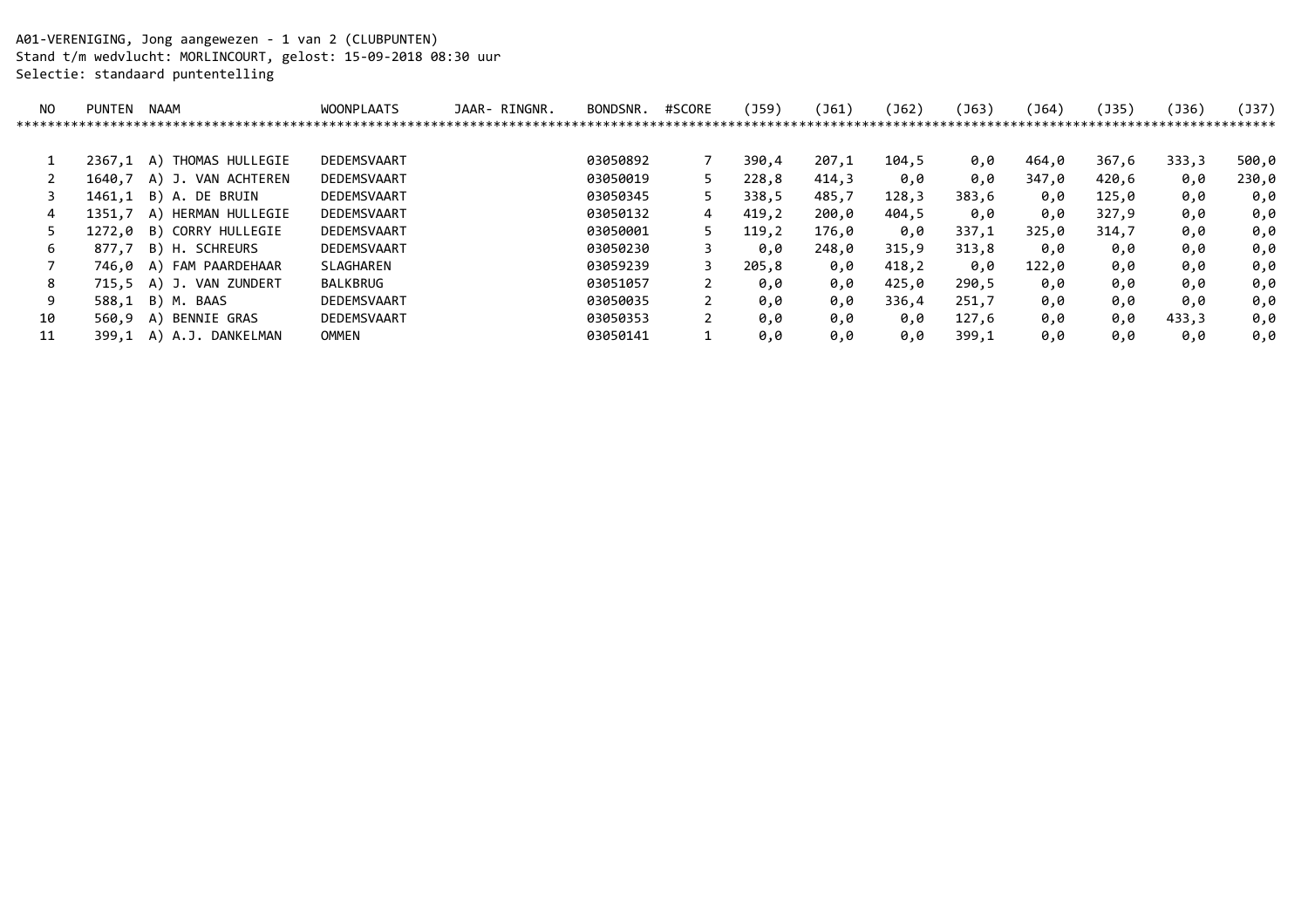A01-VERENIGING, Jong aangewezen - 1 van 2 (CLUBPUNTEN)
Stand t/m wedvlucht: MORLINCOURT, gelost: 15-09-2018 08:30 uur
Selectie: standaard puntentelling

| NO | PUNTEN | NAAM | WOONPLAATS | JAAR- RINGNR. | BONDSNR. | #SCORE | (J59) | (J61) | (J62) | (J63) | (J64) | (J35) | (J36) | (J37) |
|---|---|---|---|---|---|---|---|---|---|---|---|---|---|---|
| 1 | 2367,1 | A) THOMAS HULLEGIE | DEDEMSVAART | | 03050892 | 7 | 390,4 | 207,1 | 104,5 | 0,0 | 464,0 | 367,6 | 333,3 | 500,0 |
| 2 | 1640,7 | A) J. VAN ACHTEREN | DEDEMSVAART | | 03050019 | 5 | 228,8 | 414,3 | 0,0 | 0,0 | 347,0 | 420,6 | 0,0 | 230,0 |
| 3 | 1461,1 | B) A. DE BRUIN | DEDEMSVAART | | 03050345 | 5 | 338,5 | 485,7 | 128,3 | 383,6 | 0,0 | 125,0 | 0,0 | 0,0 |
| 4 | 1351,7 | A) HERMAN HULLEGIE | DEDEMSVAART | | 03050132 | 4 | 419,2 | 200,0 | 404,5 | 0,0 | 0,0 | 327,9 | 0,0 | 0,0 |
| 5 | 1272,0 | B) CORRY HULLEGIE | DEDEMSVAART | | 03050001 | 5 | 119,2 | 176,0 | 0,0 | 337,1 | 325,0 | 314,7 | 0,0 | 0,0 |
| 6 | 877,7 | B) H. SCHREURS | DEDEMSVAART | | 03050230 | 3 | 0,0 | 248,0 | 315,9 | 313,8 | 0,0 | 0,0 | 0,0 | 0,0 |
| 7 | 746,0 | A) FAM PAARDEHAAR | SLAGHAREN | | 03059239 | 3 | 205,8 | 0,0 | 418,2 | 0,0 | 122,0 | 0,0 | 0,0 | 0,0 |
| 8 | 715,5 | A) J. VAN ZUNDERT | BALKBRUG | | 03051057 | 2 | 0,0 | 0,0 | 425,0 | 290,5 | 0,0 | 0,0 | 0,0 | 0,0 |
| 9 | 588,1 | B) M. BAAS | DEDEMSVAART | | 03050035 | 2 | 0,0 | 0,0 | 336,4 | 251,7 | 0,0 | 0,0 | 0,0 | 0,0 |
| 10 | 560,9 | A) BENNIE GRAS | DEDEMSVAART | | 03050353 | 2 | 0,0 | 0,0 | 0,0 | 127,6 | 0,0 | 0,0 | 433,3 | 0,0 |
| 11 | 399,1 | A) A.J. DANKELMAN | OMMEN | | 03050141 | 1 | 0,0 | 0,0 | 0,0 | 399,1 | 0,0 | 0,0 | 0,0 | 0,0 |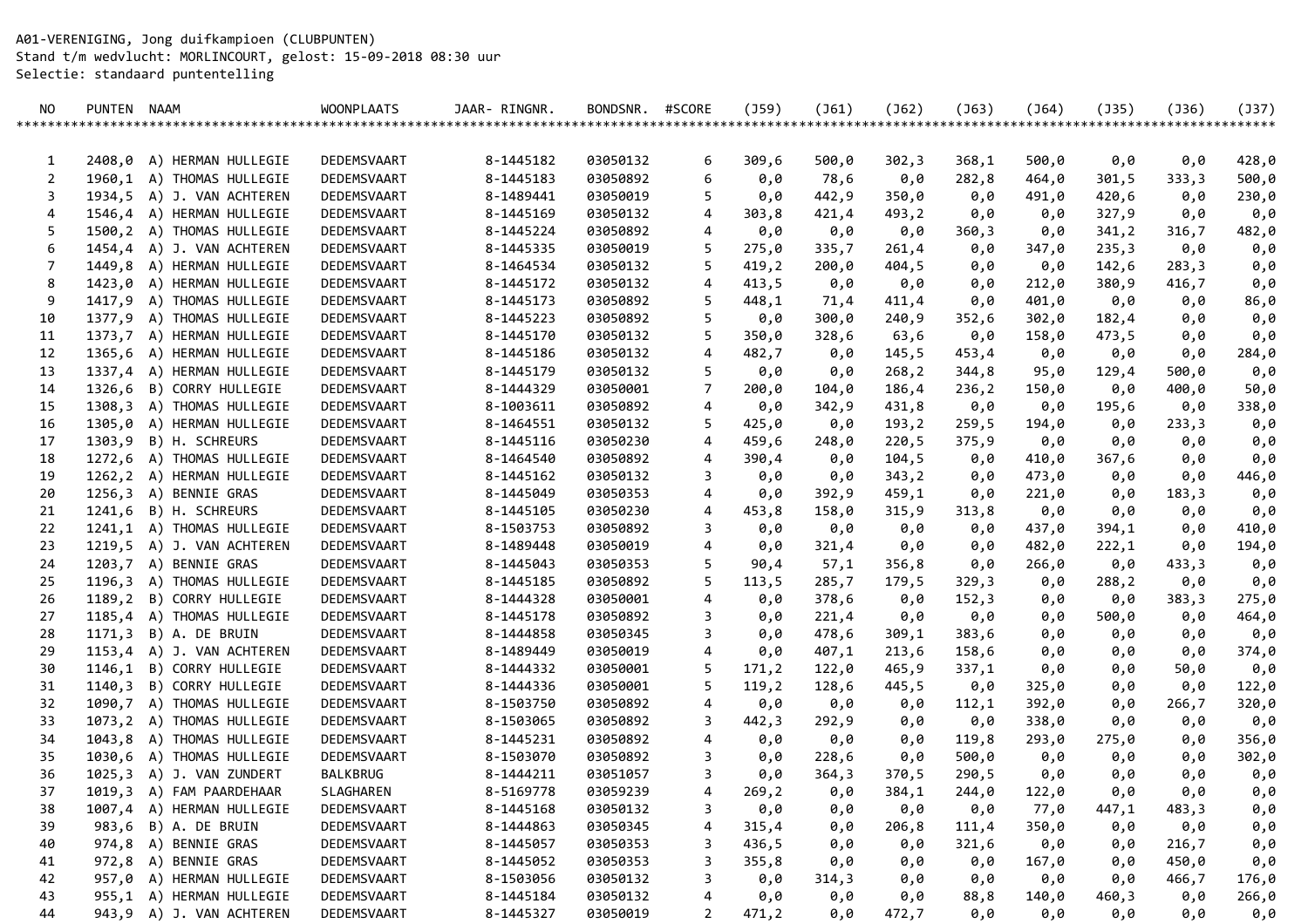A01-VERENIGING, Jong duifkampioen (CLUBPUNTEN)
Stand t/m wedvlucht: MORLINCOURT, gelost: 15-09-2018 08:30 uur
Selectie: standaard puntentelling

| NO | PUNTEN | NAAM | WOONPLAATS | JAAR- RINGNR. | BONDSNR. | #SCORE | (J59) | (J61) | (J62) | (J63) | (J64) | (J35) | (J36) | (J37) |
|---|---|---|---|---|---|---|---|---|---|---|---|---|---|---|
| 1 | 2408,0 | A) HERMAN HULLEGIE | DEDEMSVAART | 8-1445182 | 03050132 | 6 | 309,6 | 500,0 | 302,3 | 368,1 | 500,0 | 0,0 | 0,0 | 428,0 |
| 2 | 1960,1 | A) THOMAS HULLEGIE | DEDEMSVAART | 8-1445183 | 03050892 | 6 | 0,0 | 78,6 | 0,0 | 282,8 | 464,0 | 301,5 | 333,3 | 500,0 |
| 3 | 1934,5 | A) J. VAN ACHTEREN | DEDEMSVAART | 8-1489441 | 03050019 | 5 | 0,0 | 442,9 | 350,0 | 0,0 | 491,0 | 420,6 | 0,0 | 230,0 |
| 4 | 1546,4 | A) HERMAN HULLEGIE | DEDEMSVAART | 8-1445169 | 03050132 | 4 | 303,8 | 421,4 | 493,2 | 0,0 | 0,0 | 327,9 | 0,0 | 0,0 |
| 5 | 1500,2 | A) THOMAS HULLEGIE | DEDEMSVAART | 8-1445224 | 03050892 | 4 | 0,0 | 0,0 | 0,0 | 360,3 | 0,0 | 341,2 | 316,7 | 482,0 |
| 6 | 1454,4 | A) J. VAN ACHTEREN | DEDEMSVAART | 8-1445335 | 03050019 | 5 | 275,0 | 335,7 | 261,4 | 0,0 | 347,0 | 235,3 | 0,0 | 0,0 |
| 7 | 1449,8 | A) HERMAN HULLEGIE | DEDEMSVAART | 8-1464534 | 03050132 | 5 | 419,2 | 200,0 | 404,5 | 0,0 | 0,0 | 142,6 | 283,3 | 0,0 |
| 8 | 1423,0 | A) HERMAN HULLEGIE | DEDEMSVAART | 8-1445172 | 03050132 | 4 | 413,5 | 0,0 | 0,0 | 0,0 | 212,0 | 380,9 | 416,7 | 0,0 |
| 9 | 1417,9 | A) THOMAS HULLEGIE | DEDEMSVAART | 8-1445173 | 03050892 | 5 | 448,1 | 71,4 | 411,4 | 0,0 | 401,0 | 0,0 | 0,0 | 86,0 |
| 10 | 1377,9 | A) THOMAS HULLEGIE | DEDEMSVAART | 8-1445223 | 03050892 | 5 | 0,0 | 300,0 | 240,9 | 352,6 | 302,0 | 182,4 | 0,0 | 0,0 |
| 11 | 1373,7 | A) HERMAN HULLEGIE | DEDEMSVAART | 8-1445170 | 03050132 | 5 | 350,0 | 328,6 | 63,6 | 0,0 | 158,0 | 473,5 | 0,0 | 0,0 |
| 12 | 1365,6 | A) HERMAN HULLEGIE | DEDEMSVAART | 8-1445186 | 03050132 | 4 | 482,7 | 0,0 | 145,5 | 453,4 | 0,0 | 0,0 | 0,0 | 284,0 |
| 13 | 1337,4 | A) HERMAN HULLEGIE | DEDEMSVAART | 8-1445179 | 03050132 | 5 | 0,0 | 0,0 | 268,2 | 344,8 | 95,0 | 129,4 | 500,0 | 0,0 |
| 14 | 1326,6 | B) CORRY HULLEGIE | DEDEMSVAART | 8-1444329 | 03050001 | 7 | 200,0 | 104,0 | 186,4 | 236,2 | 150,0 | 0,0 | 400,0 | 50,0 |
| 15 | 1308,3 | A) THOMAS HULLEGIE | DEDEMSVAART | 8-1003611 | 03050892 | 4 | 0,0 | 342,9 | 431,8 | 0,0 | 0,0 | 195,6 | 0,0 | 338,0 |
| 16 | 1305,0 | A) HERMAN HULLEGIE | DEDEMSVAART | 8-1464551 | 03050132 | 5 | 425,0 | 0,0 | 193,2 | 259,5 | 194,0 | 0,0 | 233,3 | 0,0 |
| 17 | 1303,9 | B) H. SCHREURS | DEDEMSVAART | 8-1445116 | 03050230 | 4 | 459,6 | 248,0 | 220,5 | 375,9 | 0,0 | 0,0 | 0,0 | 0,0 |
| 18 | 1272,6 | A) THOMAS HULLEGIE | DEDEMSVAART | 8-1464540 | 03050892 | 4 | 390,4 | 0,0 | 104,5 | 0,0 | 410,0 | 367,6 | 0,0 | 0,0 |
| 19 | 1262,2 | A) HERMAN HULLEGIE | DEDEMSVAART | 8-1445162 | 03050132 | 3 | 0,0 | 0,0 | 343,2 | 0,0 | 473,0 | 0,0 | 0,0 | 446,0 |
| 20 | 1256,3 | A) BENNIE GRAS | DEDEMSVAART | 8-1445049 | 03050353 | 4 | 0,0 | 392,9 | 459,1 | 0,0 | 221,0 | 0,0 | 183,3 | 0,0 |
| 21 | 1241,6 | B) H. SCHREURS | DEDEMSVAART | 8-1445105 | 03050230 | 4 | 453,8 | 158,0 | 315,9 | 313,8 | 0,0 | 0,0 | 0,0 | 0,0 |
| 22 | 1241,1 | A) THOMAS HULLEGIE | DEDEMSVAART | 8-1503753 | 03050892 | 3 | 0,0 | 0,0 | 0,0 | 0,0 | 437,0 | 394,1 | 0,0 | 410,0 |
| 23 | 1219,5 | A) J. VAN ACHTEREN | DEDEMSVAART | 8-1489448 | 03050019 | 4 | 0,0 | 321,4 | 0,0 | 0,0 | 482,0 | 222,1 | 0,0 | 194,0 |
| 24 | 1203,7 | A) BENNIE GRAS | DEDEMSVAART | 8-1445043 | 03050353 | 5 | 90,4 | 57,1 | 356,8 | 0,0 | 266,0 | 0,0 | 433,3 | 0,0 |
| 25 | 1196,3 | A) THOMAS HULLEGIE | DEDEMSVAART | 8-1445185 | 03050892 | 5 | 113,5 | 285,7 | 179,5 | 329,3 | 0,0 | 288,2 | 0,0 | 0,0 |
| 26 | 1189,2 | B) CORRY HULLEGIE | DEDEMSVAART | 8-1444328 | 03050001 | 4 | 0,0 | 378,6 | 0,0 | 152,3 | 0,0 | 0,0 | 383,3 | 275,0 |
| 27 | 1185,4 | A) THOMAS HULLEGIE | DEDEMSVAART | 8-1445178 | 03050892 | 3 | 0,0 | 221,4 | 0,0 | 0,0 | 0,0 | 500,0 | 0,0 | 464,0 |
| 28 | 1171,3 | B) A. DE BRUIN | DEDEMSVAART | 8-1444858 | 03050345 | 3 | 0,0 | 478,6 | 309,1 | 383,6 | 0,0 | 0,0 | 0,0 | 0,0 |
| 29 | 1153,4 | A) J. VAN ACHTEREN | DEDEMSVAART | 8-1489449 | 03050019 | 4 | 0,0 | 407,1 | 213,6 | 158,6 | 0,0 | 0,0 | 0,0 | 374,0 |
| 30 | 1146,1 | B) CORRY HULLEGIE | DEDEMSVAART | 8-1444332 | 03050001 | 5 | 171,2 | 122,0 | 465,9 | 337,1 | 0,0 | 0,0 | 50,0 | 0,0 |
| 31 | 1140,3 | B) CORRY HULLEGIE | DEDEMSVAART | 8-1444336 | 03050001 | 5 | 119,2 | 128,6 | 445,5 | 0,0 | 325,0 | 0,0 | 0,0 | 122,0 |
| 32 | 1090,7 | A) THOMAS HULLEGIE | DEDEMSVAART | 8-1503750 | 03050892 | 4 | 0,0 | 0,0 | 0,0 | 112,1 | 392,0 | 0,0 | 266,7 | 320,0 |
| 33 | 1073,2 | A) THOMAS HULLEGIE | DEDEMSVAART | 8-1503065 | 03050892 | 3 | 442,3 | 292,9 | 0,0 | 0,0 | 338,0 | 0,0 | 0,0 | 0,0 |
| 34 | 1043,8 | A) THOMAS HULLEGIE | DEDEMSVAART | 8-1445231 | 03050892 | 4 | 0,0 | 0,0 | 0,0 | 119,8 | 293,0 | 275,0 | 0,0 | 356,0 |
| 35 | 1030,6 | A) THOMAS HULLEGIE | DEDEMSVAART | 8-1503070 | 03050892 | 3 | 0,0 | 228,6 | 0,0 | 500,0 | 0,0 | 0,0 | 0,0 | 302,0 |
| 36 | 1025,3 | A) J. VAN ZUNDERT | BALKBRUG | 8-1444211 | 03051057 | 3 | 0,0 | 364,3 | 370,5 | 290,5 | 0,0 | 0,0 | 0,0 | 0,0 |
| 37 | 1019,3 | A) FAM PAARDEHAAR | SLAGHAREN | 8-5169778 | 03059239 | 4 | 269,2 | 0,0 | 384,1 | 244,0 | 122,0 | 0,0 | 0,0 | 0,0 |
| 38 | 1007,4 | A) HERMAN HULLEGIE | DEDEMSVAART | 8-1445168 | 03050132 | 3 | 0,0 | 0,0 | 0,0 | 0,0 | 77,0 | 447,1 | 483,3 | 0,0 |
| 39 | 983,6 | B) A. DE BRUIN | DEDEMSVAART | 8-1444863 | 03050345 | 4 | 315,4 | 0,0 | 206,8 | 111,4 | 350,0 | 0,0 | 0,0 | 0,0 |
| 40 | 974,8 | A) BENNIE GRAS | DEDEMSVAART | 8-1445057 | 03050353 | 3 | 436,5 | 0,0 | 0,0 | 321,6 | 0,0 | 0,0 | 216,7 | 0,0 |
| 41 | 972,8 | A) BENNIE GRAS | DEDEMSVAART | 8-1445052 | 03050353 | 3 | 355,8 | 0,0 | 0,0 | 0,0 | 167,0 | 0,0 | 450,0 | 0,0 |
| 42 | 957,0 | A) HERMAN HULLEGIE | DEDEMSVAART | 8-1503056 | 03050132 | 3 | 0,0 | 314,3 | 0,0 | 0,0 | 0,0 | 0,0 | 466,7 | 176,0 |
| 43 | 955,1 | A) HERMAN HULLEGIE | DEDEMSVAART | 8-1445184 | 03050132 | 4 | 0,0 | 0,0 | 0,0 | 88,8 | 140,0 | 460,3 | 0,0 | 266,0 |
| 44 | 943,9 | A) J. VAN ACHTEREN | DEDEMSVAART | 8-1445327 | 03050019 | 2 | 471,2 | 0,0 | 472,7 | 0,0 | 0,0 | 0,0 | 0,0 | 0,0 |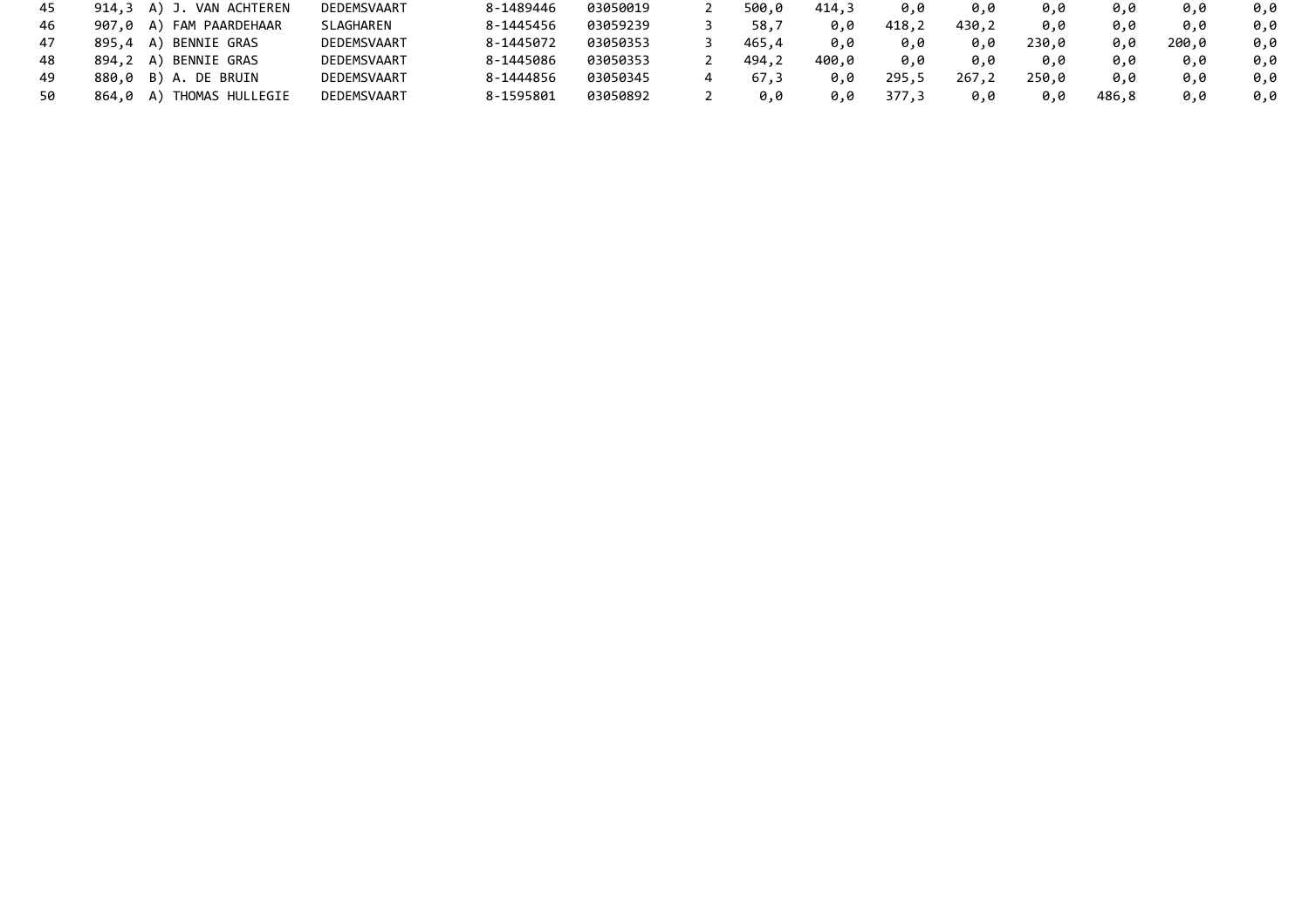| | | | | | | | | | | | | | | | |
|---|---|---|---|---|---|---|---|---|---|---|---|---|---|---|---|
| 45 | 914,3 | A) J. VAN ACHTEREN | DEDEMSVAART | 8-1489446 | 03050019 | 2 | 500,0 | 414,3 | 0,0 | 0,0 | 0,0 | 0,0 | 0,0 | 0,0 |
| 46 | 907,0 | A) FAM PAARDEHAAR | SLAGHAREN | 8-1445456 | 03059239 | 3 | 58,7 | 0,0 | 418,2 | 430,2 | 0,0 | 0,0 | 0,0 | 0,0 |
| 47 | 895,4 | A) BENNIE GRAS | DEDEMSVAART | 8-1445072 | 03050353 | 3 | 465,4 | 0,0 | 0,0 | 0,0 | 230,0 | 0,0 | 200,0 | 0,0 |
| 48 | 894,2 | A) BENNIE GRAS | DEDEMSVAART | 8-1445086 | 03050353 | 2 | 494,2 | 400,0 | 0,0 | 0,0 | 0,0 | 0,0 | 0,0 | 0,0 |
| 49 | 880,0 | B) A. DE BRUIN | DEDEMSVAART | 8-1444856 | 03050345 | 4 | 67,3 | 0,0 | 295,5 | 267,2 | 250,0 | 0,0 | 0,0 | 0,0 |
| 50 | 864,0 | A) THOMAS HULLEGIE | DEDEMSVAART | 8-1595801 | 03050892 | 2 | 0,0 | 0,0 | 377,3 | 0,0 | 0,0 | 486,8 | 0,0 | 0,0 |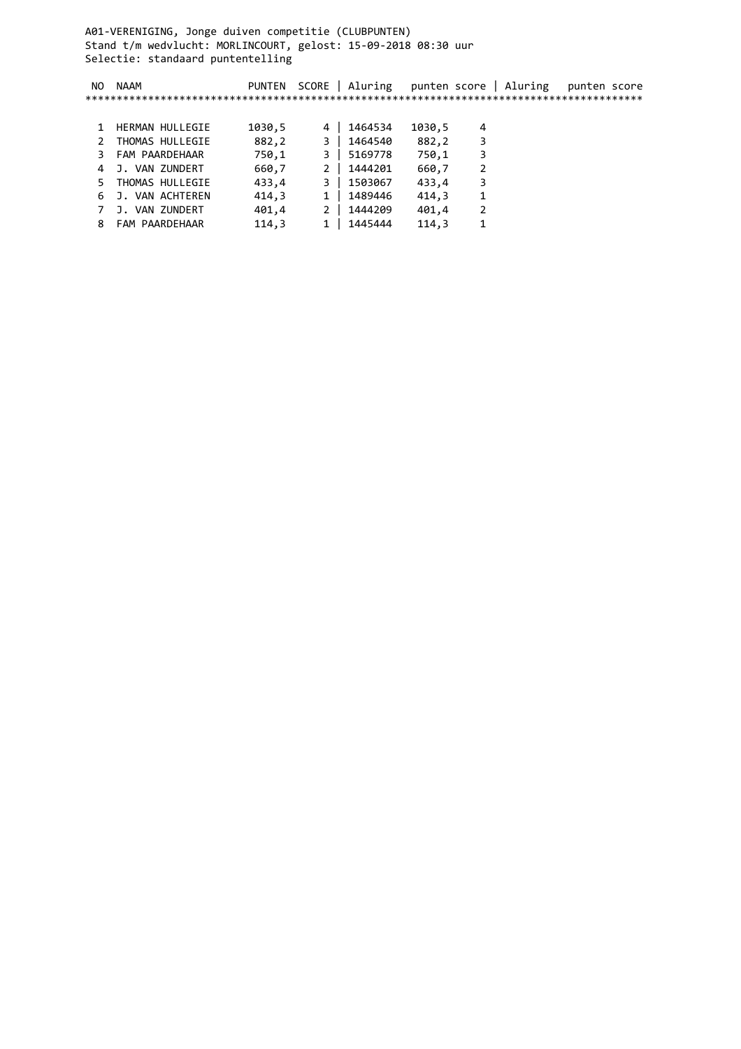A01-VERENIGING, Jonge duiven competitie (CLUBPUNTEN)
Stand t/m wedvlucht: MORLINCOURT, gelost: 15-09-2018 08:30 uur
Selectie: standaard puntentelling

| NO | NAAM | PUNTEN | SCORE | Aluring | punten | score | Aluring | punten | score |
|---|---|---|---|---|---|---|---|---|---|
| 1 | HERMAN HULLEGIE | 1030,5 | 4 | 1464534 | 1030,5 | 4 | | | |
| 2 | THOMAS HULLEGIE | 882,2 | 3 | 1464540 | 882,2 | 3 | | | |
| 3 | FAM PAARDEHAAR | 750,1 | 3 | 5169778 | 750,1 | 3 | | | |
| 4 | J. VAN ZUNDERT | 660,7 | 2 | 1444201 | 660,7 | 2 | | | |
| 5 | THOMAS HULLEGIE | 433,4 | 3 | 1503067 | 433,4 | 3 | | | |
| 6 | J. VAN ACHTEREN | 414,3 | 1 | 1489446 | 414,3 | 1 | | | |
| 7 | J. VAN ZUNDERT | 401,4 | 2 | 1444209 | 401,4 | 2 | | | |
| 8 | FAM PAARDEHAAR | 114,3 | 1 | 1445444 | 114,3 | 1 | | | |